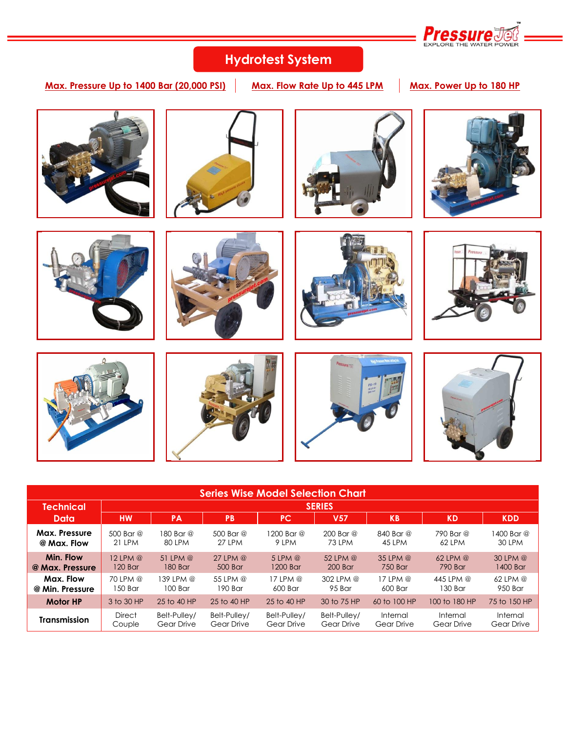# Hydrotest System

**Max. Pressure Up to 1400 Bar (20,000 PSI)** | **Max. Flow Rate Up to 445 LPM** | **Max. Power Up to 180 HP**

## Series Wise Model Selection Chart

| Technical Data | SERIES | | | | | | | |
|---|---|---|---|---|---|---|---|---|
| | HW | PA | PB | PC | V57 | KB | KD | KDD |
| **Max. Pressure @ Max. Flow** | 500 Bar @ 21 LPM | 180 Bar @ 80 LPM | 500 Bar @ 27 LPM | 1200 Bar @ 9 LPM | 200 Bar @ 73 LPM | 840 Bar @ 45 LPM | 790 Bar @ 62 LPM | 1400 Bar @ 30 LPM |
| **Min. Flow @ Max. Pressure** | 12 LPM @ 120 Bar | 51 LPM @ 180 Bar | 27 LPM @ 500 Bar | 5 LPM @ 1200 Bar | 52 LPM @ 200 Bar | 35 LPM @ 750 Bar | 62 LPM @ 790 Bar | 30 LPM @ 1400 Bar |
| **Max. Flow @ Min. Pressure** | 70 LPM @ 150 Bar | 139 LPM @ 100 Bar | 55 LPM @ 190 Bar | 17 LPM @ 600 Bar | 302 LPM @ 95 Bar | 17 LPM @ 600 Bar | 445 LPM @ 130 Bar | 62 LPM @ 950 Bar |
| **Motor HP** | 3 to 30 HP | 25 to 40 HP | 25 to 40 HP | 25 to 40 HP | 30 to 75 HP | 60 to 100 HP | 100 to 180 HP | 75 to 150 HP |
| **Transmission** | Direct Couple | Belt-Pulley/ Gear Drive | Belt-Pulley/ Gear Drive | Belt-Pulley/ Gear Drive | Belt-Pulley/ Gear Drive | Internal Gear Drive | Internal Gear Drive | Internal Gear Drive |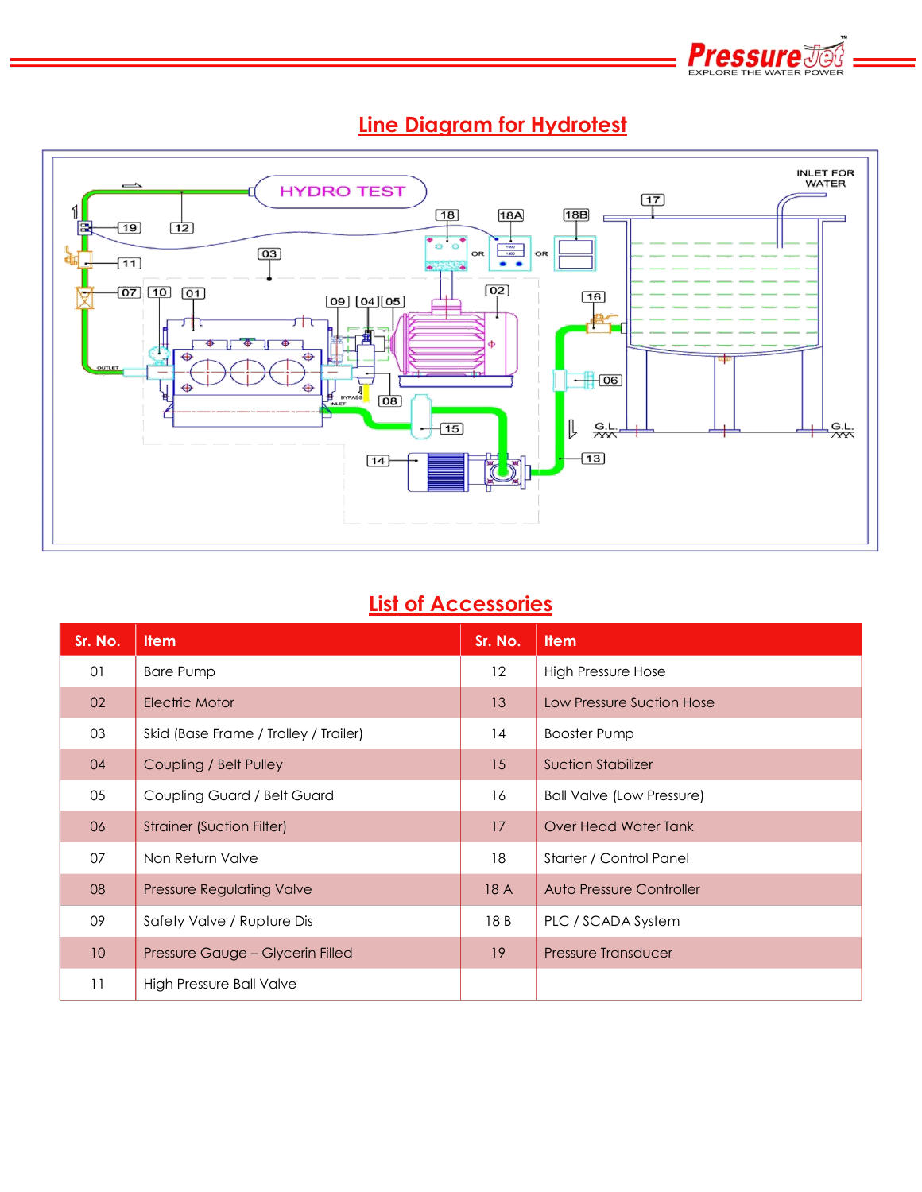## Line Diagram for Hydrotest

## List of Accessories

| Sr. No. | Item | Sr. No. | Item |
|---|---|---|---|
| 01 | Bare Pump | 12 | High Pressure Hose |
| 02 | Electric Motor | 13 | Low Pressure Suction Hose |
| 03 | Skid (Base Frame / Trolley / Trailer) | 14 | Booster Pump |
| 04 | Coupling / Belt Pulley | 15 | Suction Stabilizer |
| 05 | Coupling Guard / Belt Guard | 16 | Ball Valve (Low Pressure) |
| 06 | Strainer (Suction Filter) | 17 | Over Head Water Tank |
| 07 | Non Return Valve | 18 | Starter / Control Panel |
| 08 | Pressure Regulating Valve | 18 A | Auto Pressure Controller |
| 09 | Safety Valve / Rupture Dis | 18 B | PLC / SCADA System |
| 10 | Pressure Gauge – Glycerin Filled | 19 | Pressure Transducer |
| 11 | High Pressure Ball Valve | | |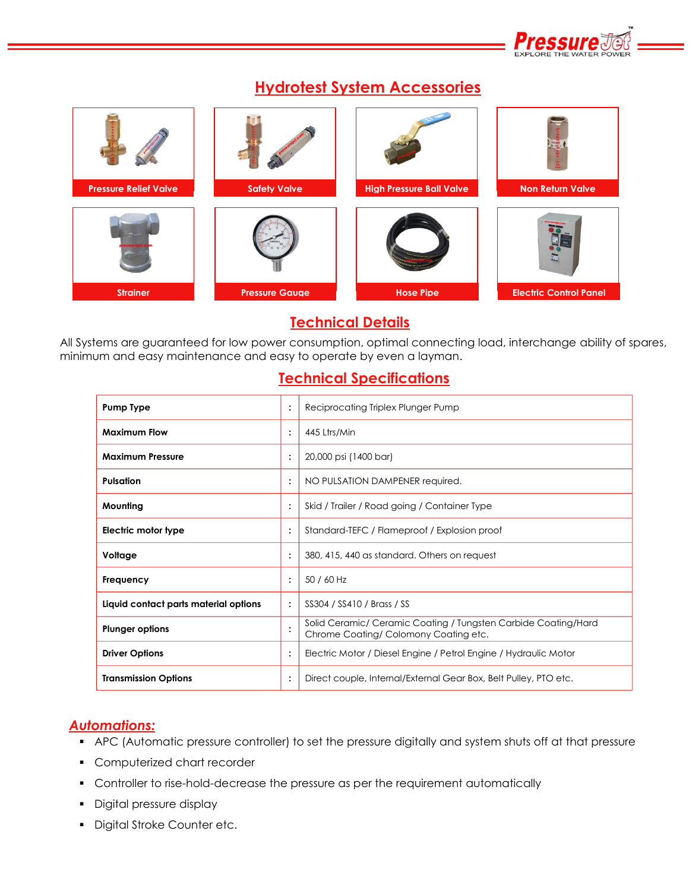## Hydrotest System Accessories

Pressure Relief Valve

Safety Valve

High Pressure Ball Valve

Non Return Valve

Strainer

Pressure Gauge

Hose Pipe

Electric Control Panel

## Technical Details

All Systems are guaranteed for low power consumption, optimal connecting load, interchange ability of spares, minimum and easy maintenance and easy to operate by even a layman.

## Technical Specifications

| | | |
|---|---|---|
| **Pump Type** | : | Reciprocating Triplex Plunger Pump |
| **Maximum Flow** | : | 445 Ltrs/Min |
| **Maximum Pressure** | : | 20,000 psi (1400 bar) |
| **Pulsation** | : | NO PULSATION DAMPENER required. |
| **Mounting** | : | Skid / Trailer / Road going / Container Type |
| **Electric motor type** | : | Standard-TEFC / Flameproof / Explosion proof |
| **Voltage** | : | 380, 415, 440 as standard. Others on request |
| **Frequency** | : | 50 / 60 Hz |
| **Liquid contact parts material options** | : | SS304 / SS410 / Brass / SS |
| **Plunger options** | : | Solid Ceramic/ Ceramic Coating / Tungsten Carbide Coating/Hard Chrome Coating/ Colomony Coating etc. |
| **Driver Options** | : | Electric Motor / Diesel Engine / Petrol Engine / Hydraulic Motor |
| **Transmission Options** | : | Direct couple, Internal/External Gear Box, Belt Pulley, PTO etc. |

### *Automations:*

- APC (Automatic pressure controller) to set the pressure digitally and system shuts off at that pressure
- Computerized chart recorder
- Controller to rise-hold-decrease the pressure as per the requirement automatically
- Digital pressure display
- Digital Stroke Counter etc.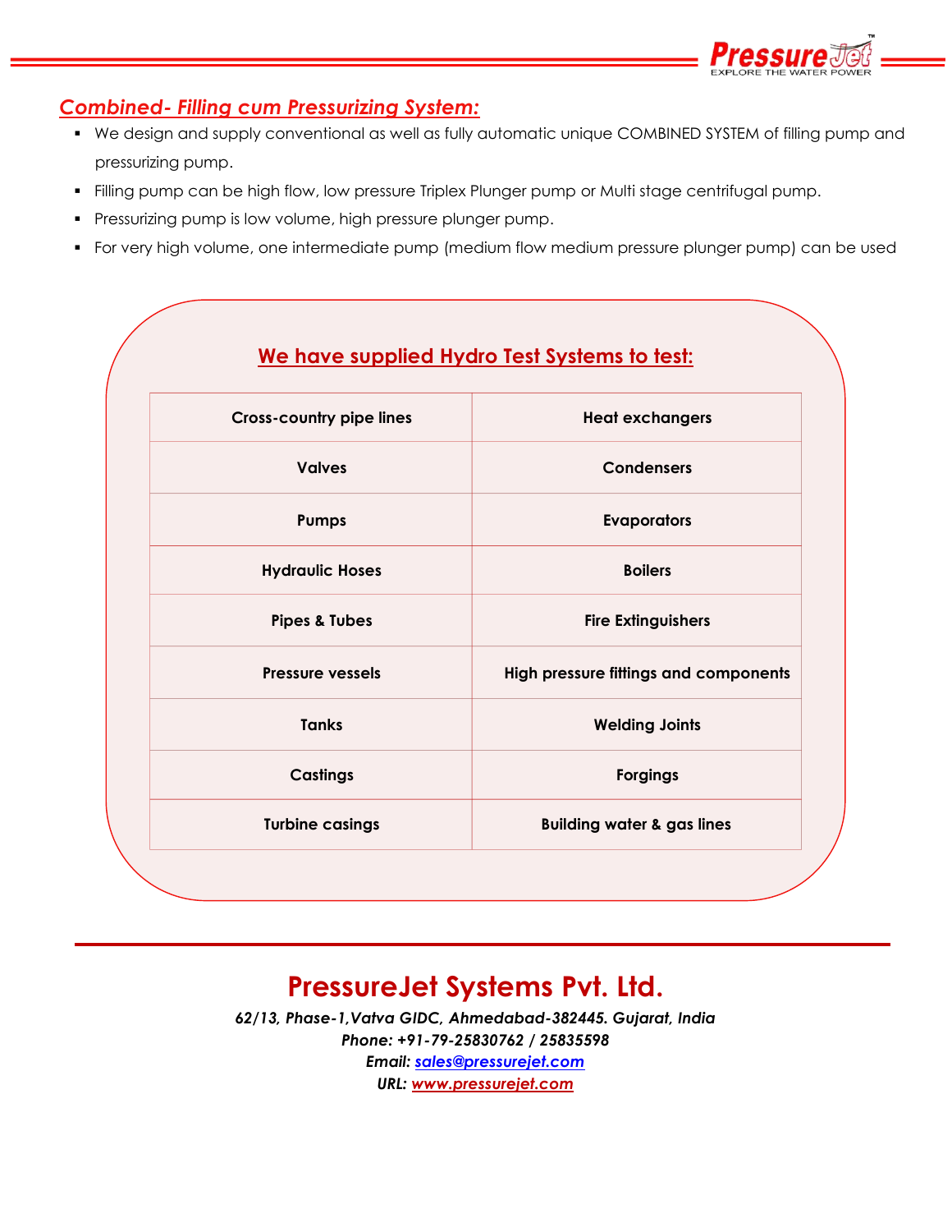## Combined- Filling cum Pressurizing System:

- We design and supply conventional as well as fully automatic unique COMBINED SYSTEM of filling pump and pressurizing pump.
- Filling pump can be high flow, low pressure Triplex Plunger pump or Multi stage centrifugal pump.
- Pressurizing pump is low volume, high pressure plunger pump.
- For very high volume, one intermediate pump (medium flow medium pressure plunger pump) can be used

### We have supplied Hydro Test Systems to test:

| | |
|---|---|
| **Cross-country pipe lines** | **Heat exchangers** |
| **Valves** | **Condensers** |
| **Pumps** | **Evaporators** |
| **Hydraulic Hoses** | **Boilers** |
| **Pipes & Tubes** | **Fire Extinguishers** |
| **Pressure vessels** | **High pressure fittings and components** |
| **Tanks** | **Welding Joints** |
| **Castings** | **Forgings** |
| **Turbine casings** | **Building water & gas lines** |

# PressureJet Systems Pvt. Ltd.

***62/13, Phase-1,Vatva GIDC, Ahmedabad-382445. Gujarat, India***
***Phone: +91-79-25830762 / 25835598***
***Email: sales@pressurejet.com***
***URL: www.pressurejet.com***